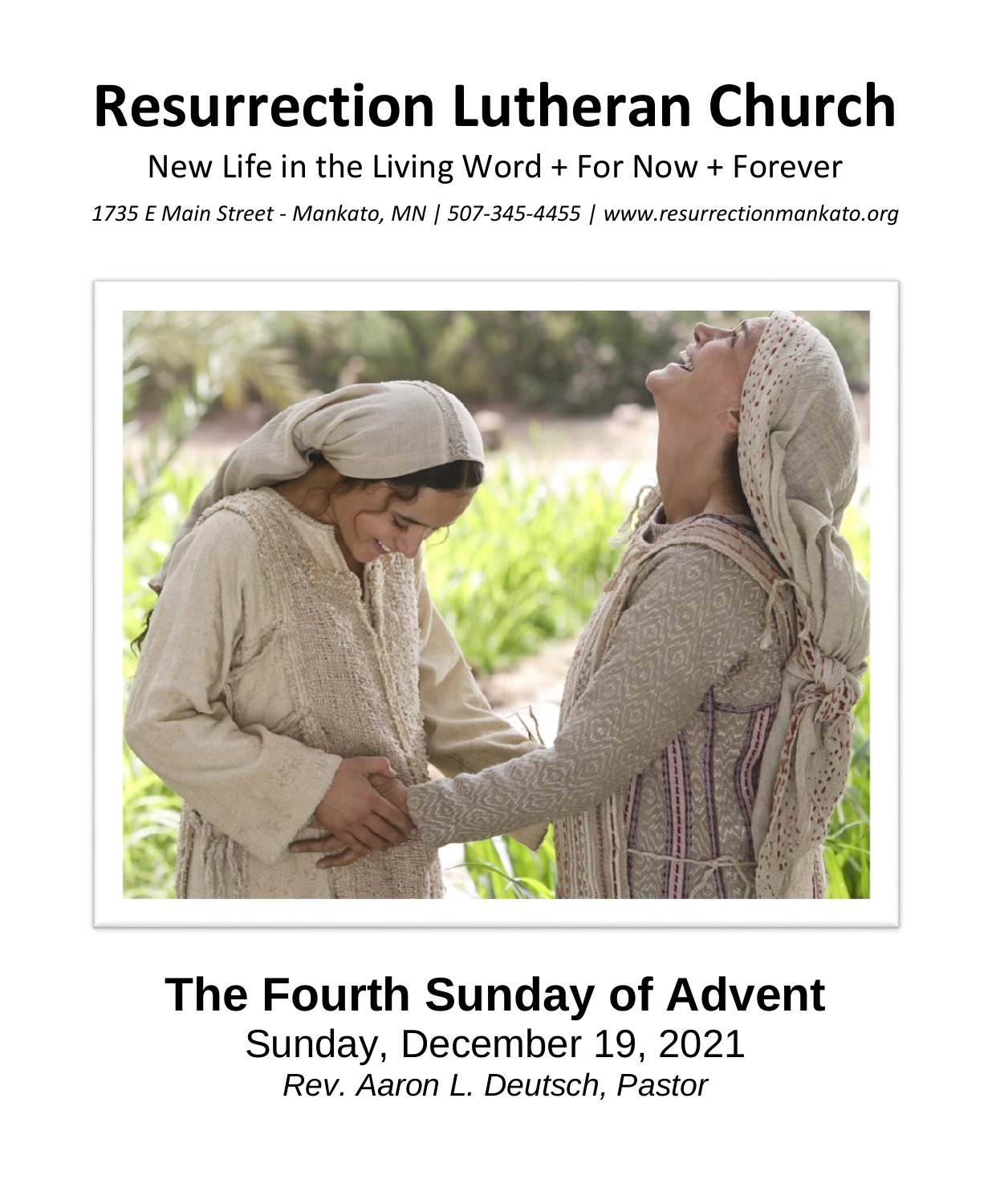# Resurrection Lutheran Church

New Life in the Living Word + For Now + Forever

*1735 E Main Street - Mankato, MN | 507-345-4455 | www.resurrectionmankato.org*

## The Fourth Sunday of Advent

Sunday, December 19, 2021

*Rev. Aaron L. Deutsch, Pastor*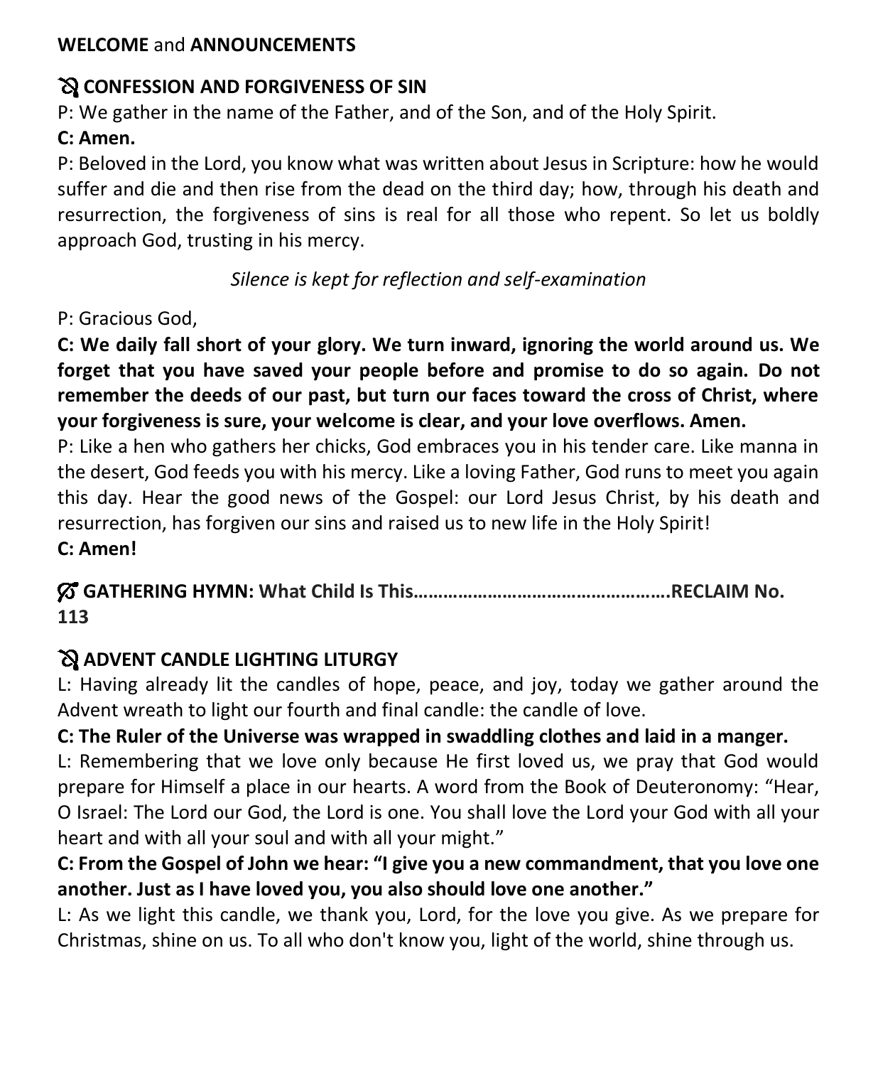**WELCOME** and **ANNOUNCEMENTS**

**CONFESSION AND FORGIVENESS OF SIN**

P: We gather in the name of the Father, and of the Son, and of the Holy Spirit.

**C: Amen.**

P: Beloved in the Lord, you know what was written about Jesus in Scripture: how he would suffer and die and then rise from the dead on the third day; how, through his death and resurrection, the forgiveness of sins is real for all those who repent. So let us boldly approach God, trusting in his mercy.

*Silence is kept for reflection and self-examination*

P: Gracious God,

**C: We daily fall short of your glory. We turn inward, ignoring the world around us. We forget that you have saved your people before and promise to do so again. Do not remember the deeds of our past, but turn our faces toward the cross of Christ, where your forgiveness is sure, your welcome is clear, and your love overflows. Amen.**

P: Like a hen who gathers her chicks, God embraces you in his tender care. Like manna in the desert, God feeds you with his mercy. Like a loving Father, God runs to meet you again this day. Hear the good news of the Gospel: our Lord Jesus Christ, by his death and resurrection, has forgiven our sins and raised us to new life in the Holy Spirit!

**C: Amen!**

**GATHERING HYMN: What Child Is This…………………………………………….RECLAIM No. 113**

**ADVENT CANDLE LIGHTING LITURGY**

L: Having already lit the candles of hope, peace, and joy, today we gather around the Advent wreath to light our fourth and final candle: the candle of love.

**C: The Ruler of the Universe was wrapped in swaddling clothes and laid in a manger.**

L: Remembering that we love only because He first loved us, we pray that God would prepare for Himself a place in our hearts. A word from the Book of Deuteronomy: "Hear, O Israel: The Lord our God, the Lord is one. You shall love the Lord your God with all your heart and with all your soul and with all your might."

**C: From the Gospel of John we hear: "I give you a new commandment, that you love one another. Just as I have loved you, you also should love one another."**

L: As we light this candle, we thank you, Lord, for the love you give. As we prepare for Christmas, shine on us. To all who don't know you, light of the world, shine through us.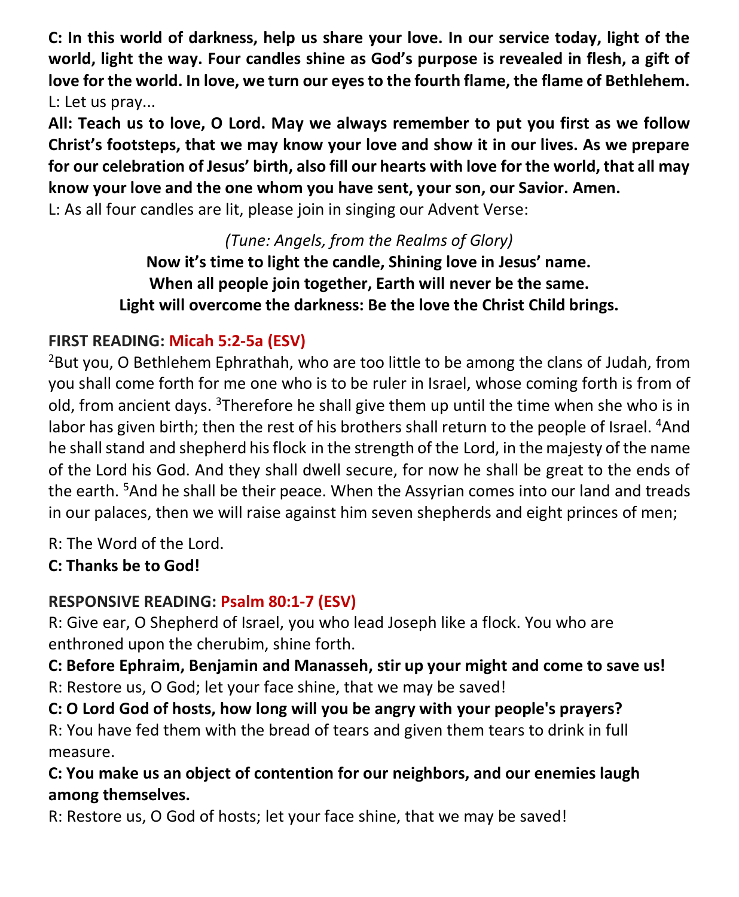**C: In this world of darkness, help us share your love. In our service today, light of the world, light the way. Four candles shine as God's purpose is revealed in flesh, a gift of love for the world. In love, we turn our eyes to the fourth flame, the flame of Bethlehem.**
L: Let us pray...

**All: Teach us to love, O Lord. May we always remember to put you first as we follow Christ's footsteps, that we may know your love and show it in our lives. As we prepare for our celebration of Jesus' birth, also fill our hearts with love for the world, that all may know your love and the one whom you have sent, your son, our Savior. Amen.**

L: As all four candles are lit, please join in singing our Advent Verse:

*(Tune: Angels, from the Realms of Glory)*

**Now it's time to light the candle, Shining love in Jesus' name.**
**When all people join together, Earth will never be the same.**
**Light will overcome the darkness: Be the love the Christ Child brings.**

**FIRST READING: Micah 5:2-5a (ESV)**

[2]But you, O Bethlehem Ephrathah, who are too little to be among the clans of Judah, from you shall come forth for me one who is to be ruler in Israel, whose coming forth is from of old, from ancient days. [3]Therefore he shall give them up until the time when she who is in labor has given birth; then the rest of his brothers shall return to the people of Israel. [4]And he shall stand and shepherd his flock in the strength of the Lord, in the majesty of the name of the Lord his God. And they shall dwell secure, for now he shall be great to the ends of the earth. [5]And he shall be their peace. When the Assyrian comes into our land and treads in our palaces, then we will raise against him seven shepherds and eight princes of men;

R: The Word of the Lord.

**C: Thanks be to God!**

**RESPONSIVE READING: Psalm 80:1-7 (ESV)**

R: Give ear, O Shepherd of Israel, you who lead Joseph like a flock. You who are enthroned upon the cherubim, shine forth.

**C: Before Ephraim, Benjamin and Manasseh, stir up your might and come to save us!**

R: Restore us, O God; let your face shine, that we may be saved!

**C: O Lord God of hosts, how long will you be angry with your people's prayers?**

R: You have fed them with the bread of tears and given them tears to drink in full measure.

**C: You make us an object of contention for our neighbors, and our enemies laugh among themselves.**

R: Restore us, O God of hosts; let your face shine, that we may be saved!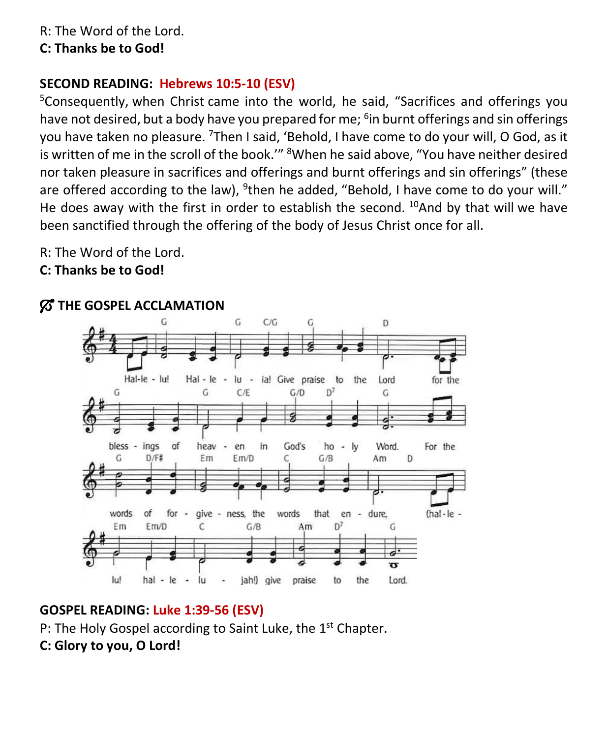R: The Word of the Lord.
**C: Thanks be to God!**

**SECOND READING: Hebrews 10:5-10 (ESV)**

[5]Consequently, when Christ came into the world, he said, "Sacrifices and offerings you have not desired, but a body have you prepared for me; [6]in burnt offerings and sin offerings you have taken no pleasure. [7]Then I said, 'Behold, I have come to do your will, O God, as it is written of me in the scroll of the book.'" [8]When he said above, "You have neither desired nor taken pleasure in sacrifices and offerings and burnt offerings and sin offerings" (these are offered according to the law), [9]then he added, "Behold, I have come to do your will." He does away with the first in order to establish the second. [10]And by that will we have been sanctified through the offering of the body of Jesus Christ once for all.

R: The Word of the Lord.
**C: Thanks be to God!**

**THE GOSPEL ACCLAMATION**

Hal-le-lu! Hal-le-lu-ia! Give praise to the Lord for the blessings of heaven in God's holy Word. For the words of forgiveness, the words that endure, (hal-le-lu! hal-le-lu-jah!) give praise to the Lord.

**GOSPEL READING: Luke 1:39-56 (ESV)**

P: The Holy Gospel according to Saint Luke, the 1st Chapter.
**C: Glory to you, O Lord!**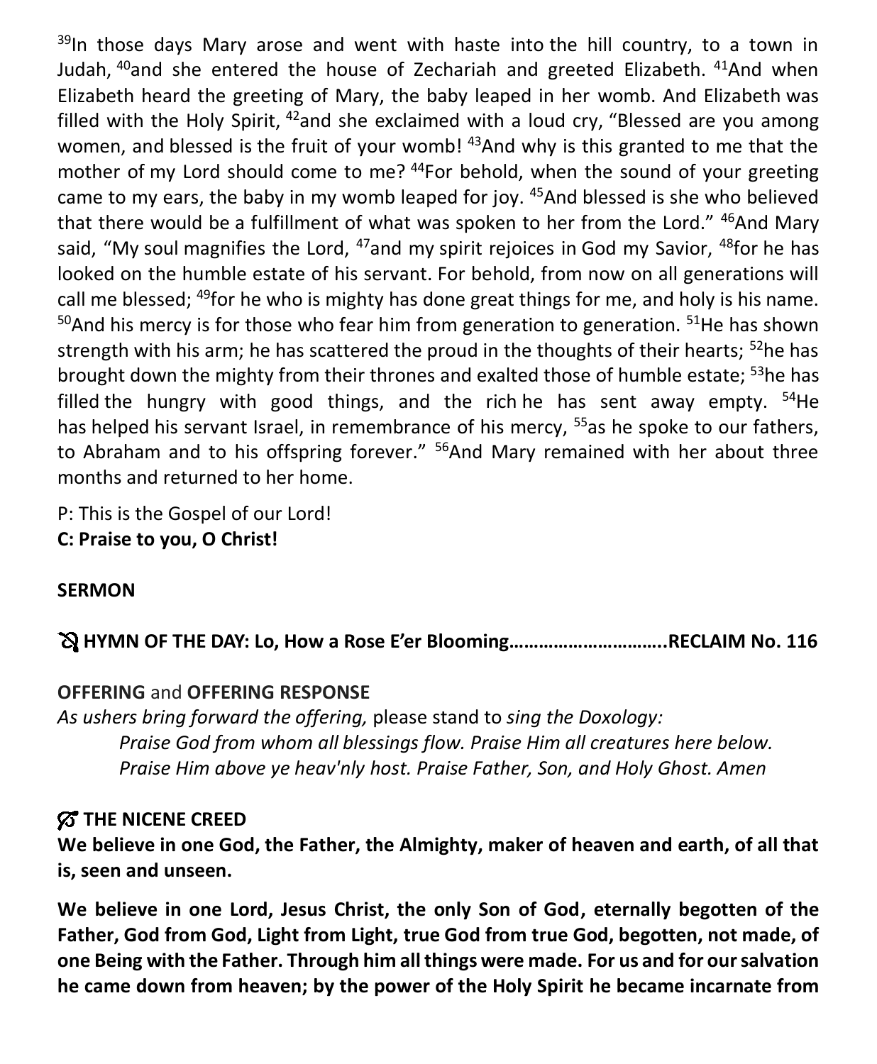[39]In those days Mary arose and went with haste into the hill country, to a town in Judah, [40]and she entered the house of Zechariah and greeted Elizabeth. [41]And when Elizabeth heard the greeting of Mary, the baby leaped in her womb. And Elizabeth was filled with the Holy Spirit, [42]and she exclaimed with a loud cry, “Blessed are you among women, and blessed is the fruit of your womb! [43]And why is this granted to me that the mother of my Lord should come to me? [44]For behold, when the sound of your greeting came to my ears, the baby in my womb leaped for joy. [45]And blessed is she who believed that there would be a fulfillment of what was spoken to her from the Lord.” [46]And Mary said, “My soul magnifies the Lord, [47]and my spirit rejoices in God my Savior, [48]for he has looked on the humble estate of his servant. For behold, from now on all generations will call me blessed; [49]for he who is mighty has done great things for me, and holy is his name. [50]And his mercy is for those who fear him from generation to generation. [51]He has shown strength with his arm; he has scattered the proud in the thoughts of their hearts; [52]he has brought down the mighty from their thrones and exalted those of humble estate; [53]he has filled the hungry with good things, and the rich he has sent away empty. [54]He has helped his servant Israel, in remembrance of his mercy, [55]as he spoke to our fathers, to Abraham and to his offspring forever.” [56]And Mary remained with her about three months and returned to her home.

P: This is the Gospel of our Lord!
**C: Praise to you, O Christ!**

**SERMON**

**HYMN OF THE DAY: Lo, How a Rose E’er Blooming…………………………..RECLAIM No. 116**

**OFFERING** and **OFFERING RESPONSE**
*As ushers bring forward the offering,* please stand to *sing the Doxology:*
*Praise God from whom all blessings flow. Praise Him all creatures here below.*
*Praise Him above ye heav'nly host. Praise Father, Son, and Holy Ghost. Amen*

**THE NICENE CREED**
**We believe in one God, the Father, the Almighty, maker of heaven and earth, of all that is, seen and unseen.**

**We believe in one Lord, Jesus Christ, the only Son of God, eternally begotten of the Father, God from God, Light from Light, true God from true God, begotten, not made, of one Being with the Father. Through him all things were made. For us and for our salvation he came down from heaven; by the power of the Holy Spirit he became incarnate from**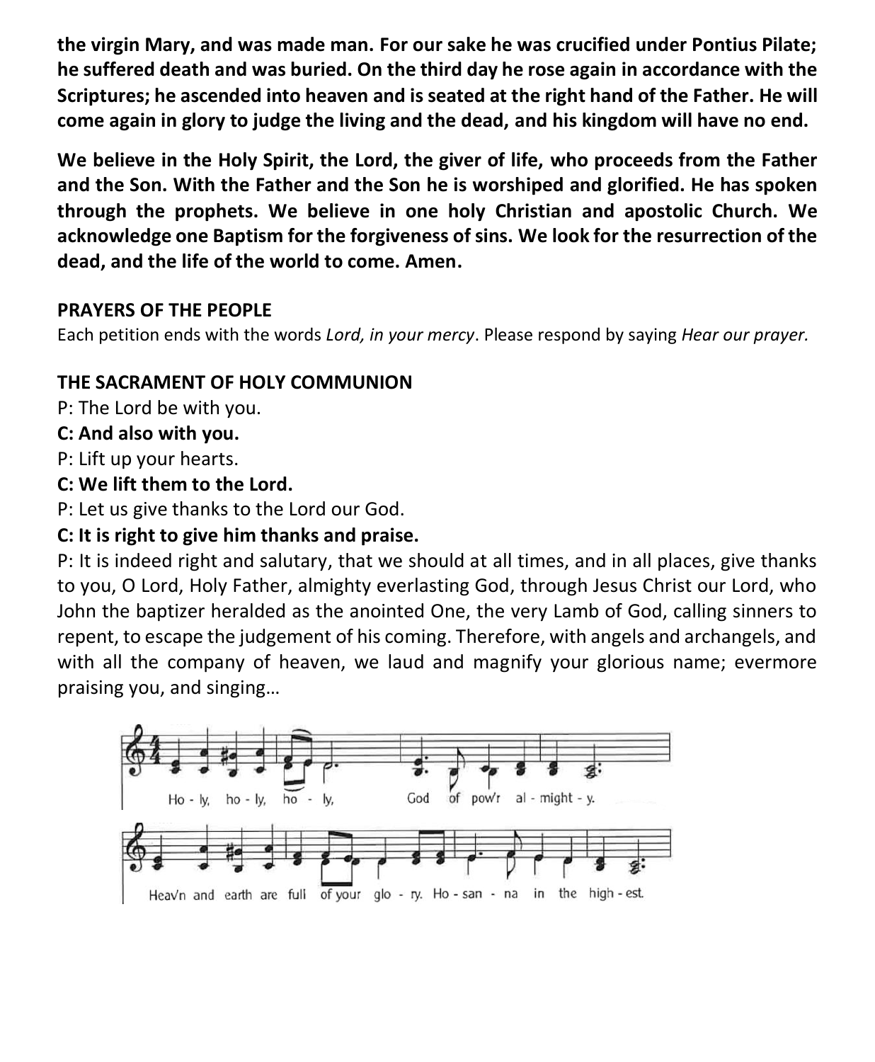**the virgin Mary, and was made man. For our sake he was crucified under Pontius Pilate; he suffered death and was buried. On the third day he rose again in accordance with the Scriptures; he ascended into heaven and is seated at the right hand of the Father. He will come again in glory to judge the living and the dead, and his kingdom will have no end.**

**We believe in the Holy Spirit, the Lord, the giver of life, who proceeds from the Father and the Son. With the Father and the Son he is worshiped and glorified. He has spoken through the prophets. We believe in one holy Christian and apostolic Church. We acknowledge one Baptism for the forgiveness of sins. We look for the resurrection of the dead, and the life of the world to come. Amen.**

**PRAYERS OF THE PEOPLE**

Each petition ends with the words *Lord, in your mercy*. Please respond by saying *Hear our prayer.*

**THE SACRAMENT OF HOLY COMMUNION**

P: The Lord be with you.

**C: And also with you.**

P: Lift up your hearts.

**C: We lift them to the Lord.**

P: Let us give thanks to the Lord our God.

**C: It is right to give him thanks and praise.**

P: It is indeed right and salutary, that we should at all times, and in all places, give thanks to you, O Lord, Holy Father, almighty everlasting God, through Jesus Christ our Lord, who John the baptizer heralded as the anointed One, the very Lamb of God, calling sinners to repent, to escape the judgement of his coming. Therefore, with angels and archangels, and with all the company of heaven, we laud and magnify your glorious name; evermore praising you, and singing…

Ho - ly, ho - ly, ho - ly, God of pow'r al - might - y.

Heav'n and earth are full of your glo - ry. Ho - san - na in the high - est.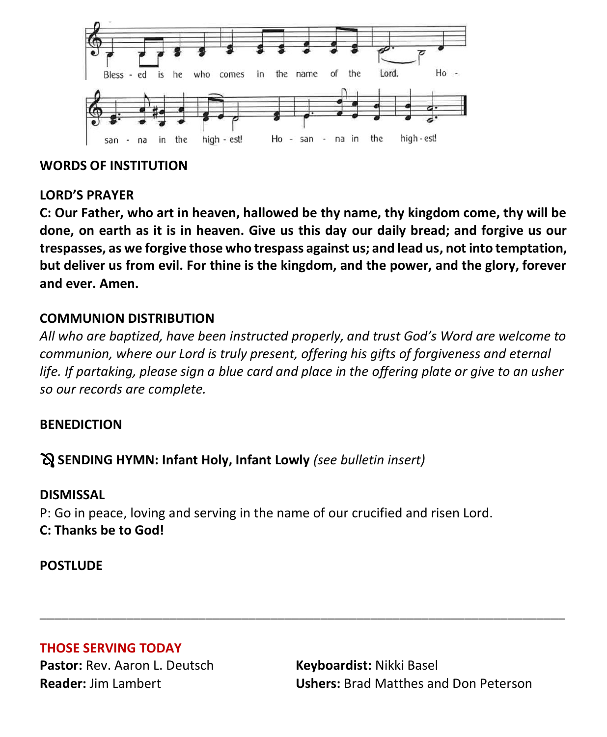Bless - ed is he who comes in the name of the Lord. Ho - san - na in the high - est! Ho - san - na in the high - est!

**WORDS OF INSTITUTION**

**LORD'S PRAYER**

**C: Our Father, who art in heaven, hallowed be thy name, thy kingdom come, thy will be done, on earth as it is in heaven. Give us this day our daily bread; and forgive us our trespasses, as we forgive those who trespass against us; and lead us, not into temptation, but deliver us from evil. For thine is the kingdom, and the power, and the glory, forever and ever. Amen.**

**COMMUNION DISTRIBUTION**

*All who are baptized, have been instructed properly, and trust God's Word are welcome to communion, where our Lord is truly present, offering his gifts of forgiveness and eternal life. If partaking, please sign a blue card and place in the offering plate or give to an usher so our records are complete.*

**BENEDICTION**

**SENDING HYMN: Infant Holy, Infant Lowly** *(see bulletin insert)*

**DISMISSAL**

P: Go in peace, loving and serving in the name of our crucified and risen Lord.
**C: Thanks be to God!**

**POSTLUDE**

---

**THOSE SERVING TODAY**

**Pastor:** Rev. Aaron L. Deutsch
**Reader:** Jim Lambert
**Keyboardist:** Nikki Basel
**Ushers:** Brad Matthes and Don Peterson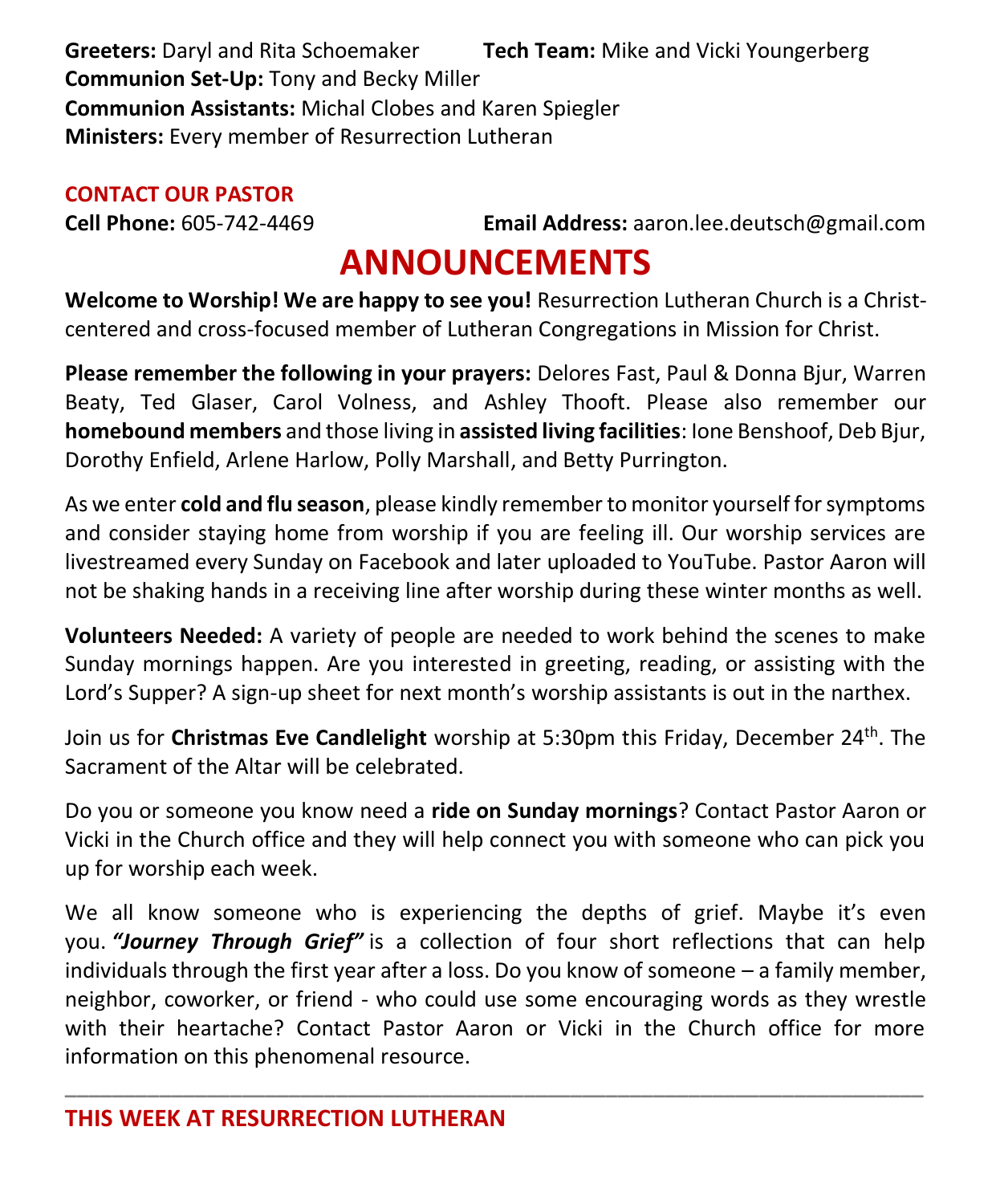**Greeters:** Daryl and Rita Schoemaker

**Tech Team:** Mike and Vicki Youngerberg

**Communion Set-Up:** Tony and Becky Miller

**Communion Assistants:** Michal Clobes and Karen Spiegler

**Ministers:** Every member of Resurrection Lutheran

**CONTACT OUR PASTOR**

**Cell Phone:** 605-742-4469

**Email Address:** aaron.lee.deutsch@gmail.com

# ANNOUNCEMENTS

**Welcome to Worship! We are happy to see you!** Resurrection Lutheran Church is a Christ-centered and cross-focused member of Lutheran Congregations in Mission for Christ.

**Please remember the following in your prayers:** Delores Fast, Paul & Donna Bjur, Warren Beaty, Ted Glaser, Carol Volness, and Ashley Thooft. Please also remember our **homebound members** and those living in **assisted living facilities**: Ione Benshoof, Deb Bjur, Dorothy Enfield, Arlene Harlow, Polly Marshall, and Betty Purrington.

As we enter **cold and flu season**, please kindly remember to monitor yourself for symptoms and consider staying home from worship if you are feeling ill. Our worship services are livestreamed every Sunday on Facebook and later uploaded to YouTube. Pastor Aaron will not be shaking hands in a receiving line after worship during these winter months as well.

**Volunteers Needed:** A variety of people are needed to work behind the scenes to make Sunday mornings happen. Are you interested in greeting, reading, or assisting with the Lord's Supper? A sign-up sheet for next month's worship assistants is out in the narthex.

Join us for **Christmas Eve Candlelight** worship at 5:30pm this Friday, December 24th. The Sacrament of the Altar will be celebrated.

Do you or someone you know need a **ride on Sunday mornings**? Contact Pastor Aaron or Vicki in the Church office and they will help connect you with someone who can pick you up for worship each week.

We all know someone who is experiencing the depths of grief. Maybe it's even you. ***"Journey Through Grief"*** is a collection of four short reflections that can help individuals through the first year after a loss. Do you know of someone – a family member, neighbor, coworker, or friend - who could use some encouraging words as they wrestle with their heartache? Contact Pastor Aaron or Vicki in the Church office for more information on this phenomenal resource.

---

**THIS WEEK AT RESURRECTION LUTHERAN**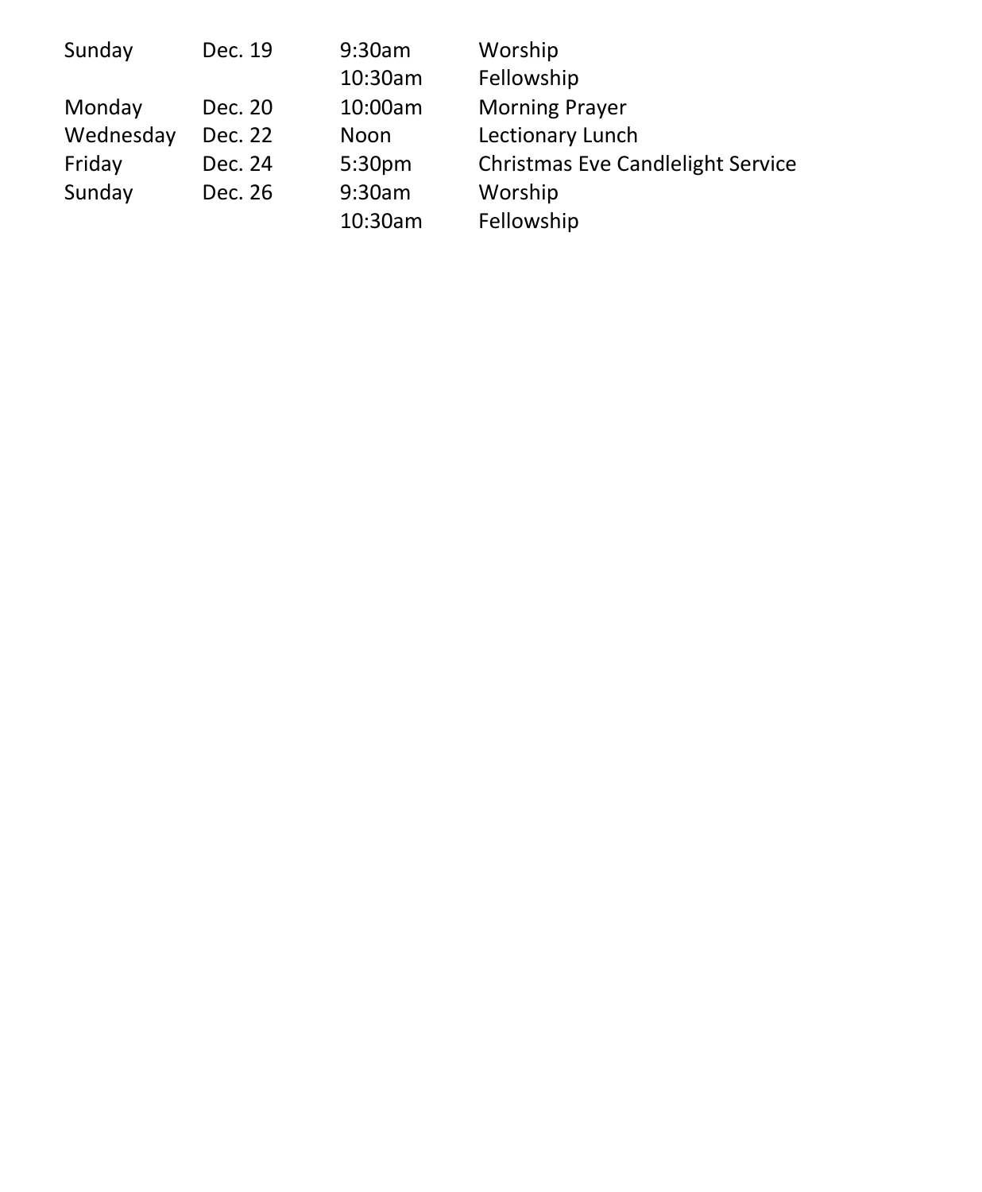| | | | |
|---|---|---|---|
| Sunday | Dec. 19 | 9:30am | Worship |
| | | 10:30am | Fellowship |
| Monday | Dec. 20 | 10:00am | Morning Prayer |
| Wednesday | Dec. 22 | Noon | Lectionary Lunch |
| Friday | Dec. 24 | 5:30pm | Christmas Eve Candlelight Service |
| Sunday | Dec. 26 | 9:30am | Worship |
| | | 10:30am | Fellowship |